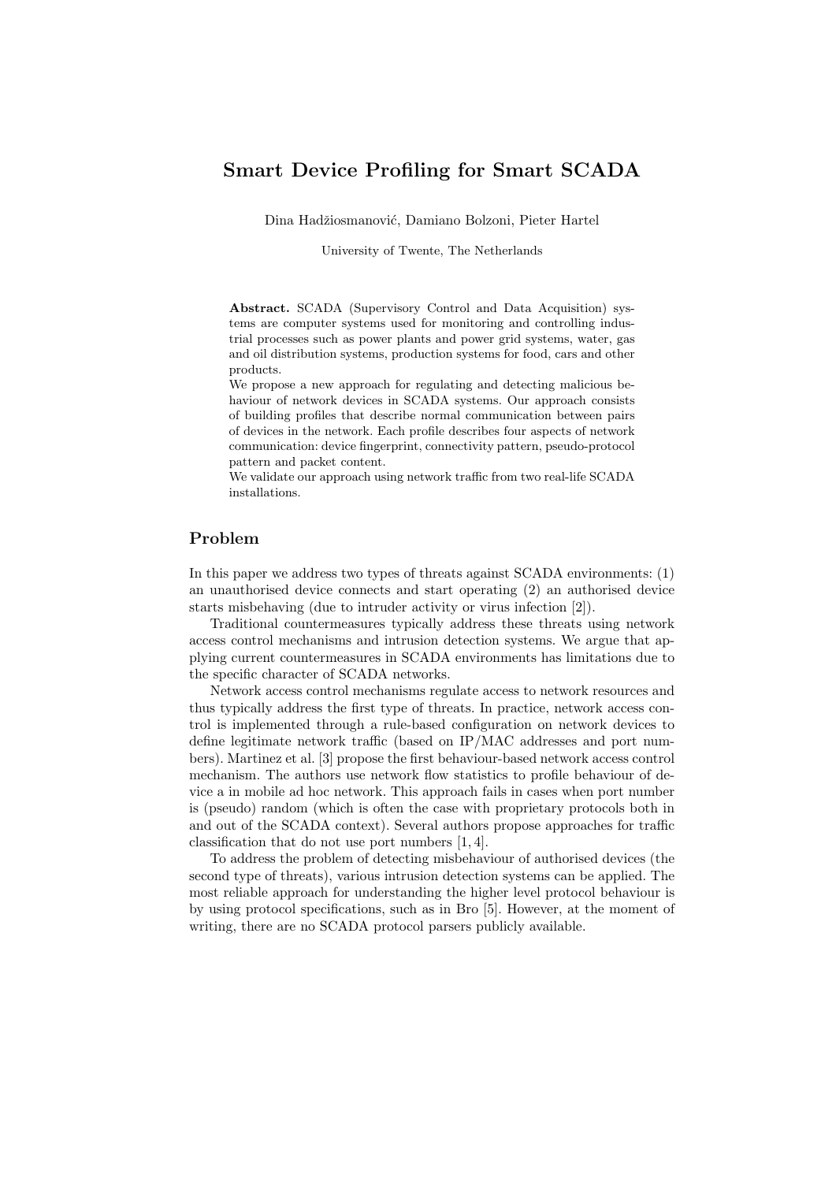# Smart Device Profiling for Smart SCADA

Dina Hadžiosmanović, Damiano Bolzoni, Pieter Hartel

University of Twente, The Netherlands

**Abstract.** SCADA (Supervisory Control and Data Acquisition) systems are computer systems used for monitoring and controlling industrial processes such as power plants and power grid systems, water, gas and oil distribution systems, production systems for food, cars and other products.

We propose a new approach for regulating and detecting malicious behaviour of network devices in SCADA systems. Our approach consists of building profiles that describe normal communication between pairs of devices in the network. Each profile describes four aspects of network communication: device fingerprint, connectivity pattern, pseudo-protocol pattern and packet content.

We validate our approach using network traffic from two real-life SCADA installations.

## Problem

In this paper we address two types of threats against SCADA environments: (1) an unauthorised device connects and start operating (2) an authorised device starts misbehaving (due to intruder activity or virus infection [2]).

Traditional countermeasures typically address these threats using network access control mechanisms and intrusion detection systems. We argue that applying current countermeasures in SCADA environments has limitations due to the specific character of SCADA networks.

Network access control mechanisms regulate access to network resources and thus typically address the first type of threats. In practice, network access control is implemented through a rule-based configuration on network devices to define legitimate network traffic (based on IP/MAC addresses and port numbers). Martinez et al. [3] propose the first behaviour-based network access control mechanism. The authors use network flow statistics to profile behaviour of device a in mobile ad hoc network. This approach fails in cases when port number is (pseudo) random (which is often the case with proprietary protocols both in and out of the SCADA context). Several authors propose approaches for traffic classification that do not use port numbers [1, 4].

To address the problem of detecting misbehaviour of authorised devices (the second type of threats), various intrusion detection systems can be applied. The most reliable approach for understanding the higher level protocol behaviour is by using protocol specifications, such as in Bro [5]. However, at the moment of writing, there are no SCADA protocol parsers publicly available.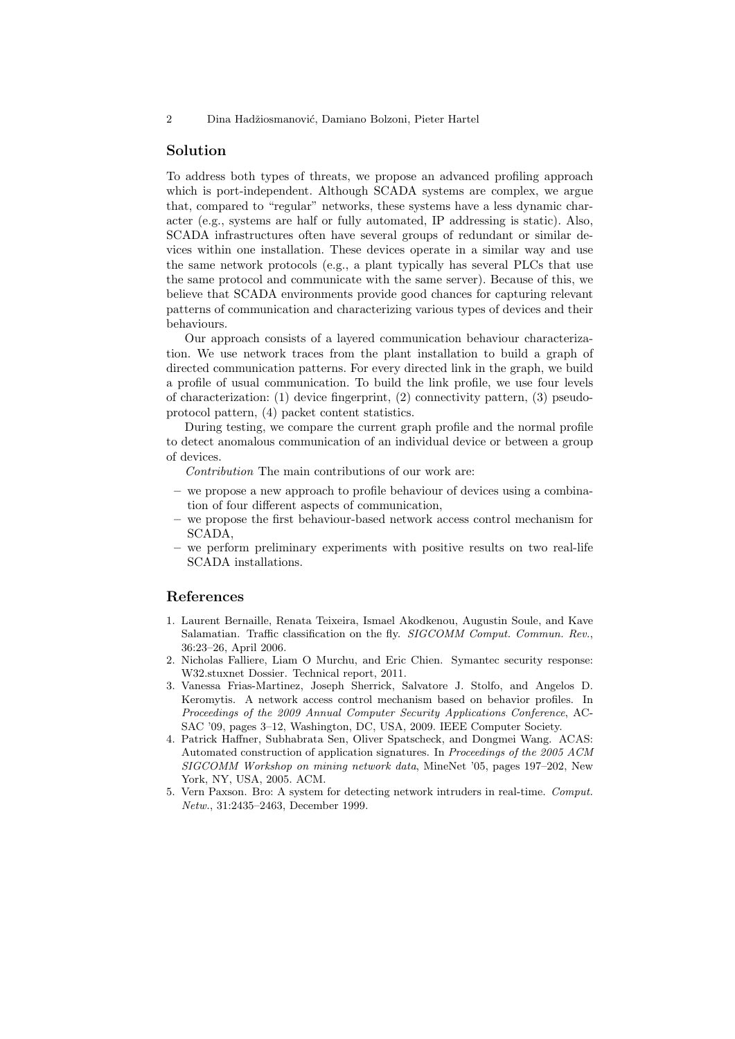## Solution

To address both types of threats, we propose an advanced profiling approach which is port-independent. Although SCADA systems are complex, we argue that, compared to "regular" networks, these systems have a less dynamic character (e.g., systems are half or fully automated, IP addressing is static). Also, SCADA infrastructures often have several groups of redundant or similar devices within one installation. These devices operate in a similar way and use the same network protocols (e.g., a plant typically has several PLCs that use the same protocol and communicate with the same server). Because of this, we believe that SCADA environments provide good chances for capturing relevant patterns of communication and characterizing various types of devices and their behaviours.

Our approach consists of a layered communication behaviour characterization. We use network traces from the plant installation to build a graph of directed communication patterns. For every directed link in the graph, we build a profile of usual communication. To build the link profile, we use four levels of characterization: (1) device fingerprint, (2) connectivity pattern, (3) pseudo-protocol pattern, (4) packet content statistics.

During testing, we compare the current graph profile and the normal profile to detect anomalous communication of an individual device or between a group of devices.

*Contribution* The main contributions of our work are:

- we propose a new approach to profile behaviour of devices using a combination of four different aspects of communication,
- we propose the first behaviour-based network access control mechanism for SCADA,
- we perform preliminary experiments with positive results on two real-life SCADA installations.

## References

1. Laurent Bernaille, Renata Teixeira, Ismael Akodkenou, Augustin Soule, and Kave Salamatian. Traffic classification on the fly. *SIGCOMM Comput. Commun. Rev.*, 36:23–26, April 2006.
2. Nicholas Falliere, Liam O Murchu, and Eric Chien. Symantec security response: W32.stuxnet Dossier. Technical report, 2011.
3. Vanessa Frias-Martinez, Joseph Sherrick, Salvatore J. Stolfo, and Angelos D. Keromytis. A network access control mechanism based on behavior profiles. In *Proceedings of the 2009 Annual Computer Security Applications Conference*, ACSAC '09, pages 3–12, Washington, DC, USA, 2009. IEEE Computer Society.
4. Patrick Haffner, Subhabrata Sen, Oliver Spatscheck, and Dongmei Wang. ACAS: Automated construction of application signatures. In *Proceedings of the 2005 ACM SIGCOMM Workshop on mining network data*, MineNet '05, pages 197–202, New York, NY, USA, 2005. ACM.
5. Vern Paxson. Bro: A system for detecting network intruders in real-time. *Comput. Netw.*, 31:2435–2463, December 1999.